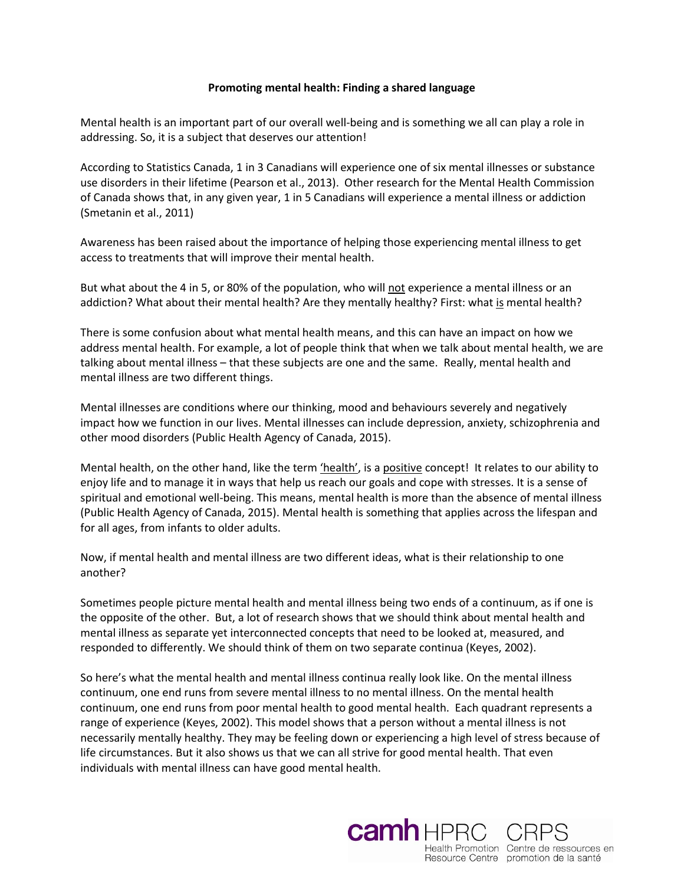**Promoting mental health: Finding a shared language**

Mental health is an important part of our overall well-being and is something we all can play a role in addressing. So, it is a subject that deserves our attention!

According to Statistics Canada, 1 in 3 Canadians will experience one of six mental illnesses or substance use disorders in their lifetime (Pearson et al., 2013). Other research for the Mental Health Commission of Canada shows that, in any given year, 1 in 5 Canadians will experience a mental illness or addiction (Smetanin et al., 2011)

Awareness has been raised about the importance of helping those experiencing mental illness to get access to treatments that will improve their mental health.

But what about the 4 in 5, or 80% of the population, who will <u>not</u> experience a mental illness or an addiction? What about their mental health? Are they mentally healthy? First: what <u>is</u> mental health?

There is some confusion about what mental health means, and this can have an impact on how we address mental health. For example, a lot of people think that when we talk about mental health, we are talking about mental illness – that these subjects are one and the same. Really, mental health and mental illness are two different things.

Mental illnesses are conditions where our thinking, mood and behaviours severely and negatively impact how we function in our lives. Mental illnesses can include depression, anxiety, schizophrenia and other mood disorders (Public Health Agency of Canada, 2015).

Mental health, on the other hand, like the term <u>'health'</u>, is a <u>positive</u> concept! It relates to our ability to enjoy life and to manage it in ways that help us reach our goals and cope with stresses. It is a sense of spiritual and emotional well-being. This means, mental health is more than the absence of mental illness (Public Health Agency of Canada, 2015). Mental health is something that applies across the lifespan and for all ages, from infants to older adults.

Now, if mental health and mental illness are two different ideas, what is their relationship to one another?

Sometimes people picture mental health and mental illness being two ends of a continuum, as if one is the opposite of the other. But, a lot of research shows that we should think about mental health and mental illness as separate yet interconnected concepts that need to be looked at, measured, and responded to differently. We should think of them on two separate continua (Keyes, 2002).

So here's what the mental health and mental illness continua really look like. On the mental illness continuum, one end runs from severe mental illness to no mental illness. On the mental health continuum, one end runs from poor mental health to good mental health. Each quadrant represents a range of experience (Keyes, 2002). This model shows that a person without a mental illness is not necessarily mentally healthy. They may be feeling down or experiencing a high level of stress because of life circumstances. But it also shows us that we can all strive for good mental health. That even individuals with mental illness can have good mental health.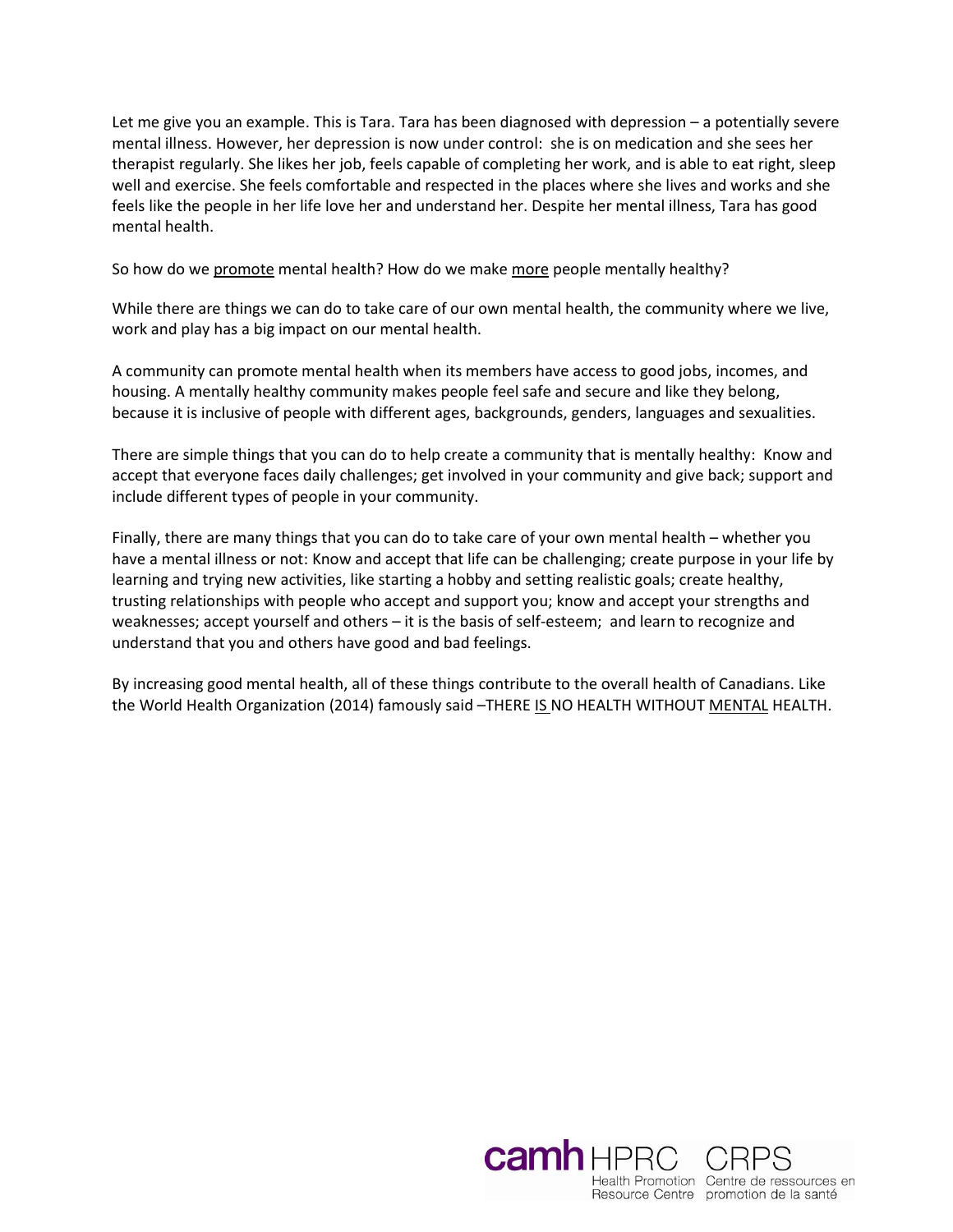Let me give you an example. This is Tara. Tara has been diagnosed with depression – a potentially severe mental illness. However, her depression is now under control: she is on medication and she sees her therapist regularly. She likes her job, feels capable of completing her work, and is able to eat right, sleep well and exercise. She feels comfortable and respected in the places where she lives and works and she feels like the people in her life love her and understand her. Despite her mental illness, Tara has good mental health.

So how do we <u>promote</u> mental health? How do we make <u>more</u> people mentally healthy?

While there are things we can do to take care of our own mental health, the community where we live, work and play has a big impact on our mental health.

A community can promote mental health when its members have access to good jobs, incomes, and housing. A mentally healthy community makes people feel safe and secure and like they belong, because it is inclusive of people with different ages, backgrounds, genders, languages and sexualities.

There are simple things that you can do to help create a community that is mentally healthy: Know and accept that everyone faces daily challenges; get involved in your community and give back; support and include different types of people in your community.

Finally, there are many things that you can do to take care of your own mental health – whether you have a mental illness or not: Know and accept that life can be challenging; create purpose in your life by learning and trying new activities, like starting a hobby and setting realistic goals; create healthy, trusting relationships with people who accept and support you; know and accept your strengths and weaknesses; accept yourself and others – it is the basis of self-esteem; and learn to recognize and understand that you and others have good and bad feelings.

By increasing good mental health, all of these things contribute to the overall health of Canadians. Like the World Health Organization (2014) famously said –THERE <u>IS</u> NO HEALTH WITHOUT <u>MENTAL</u> HEALTH.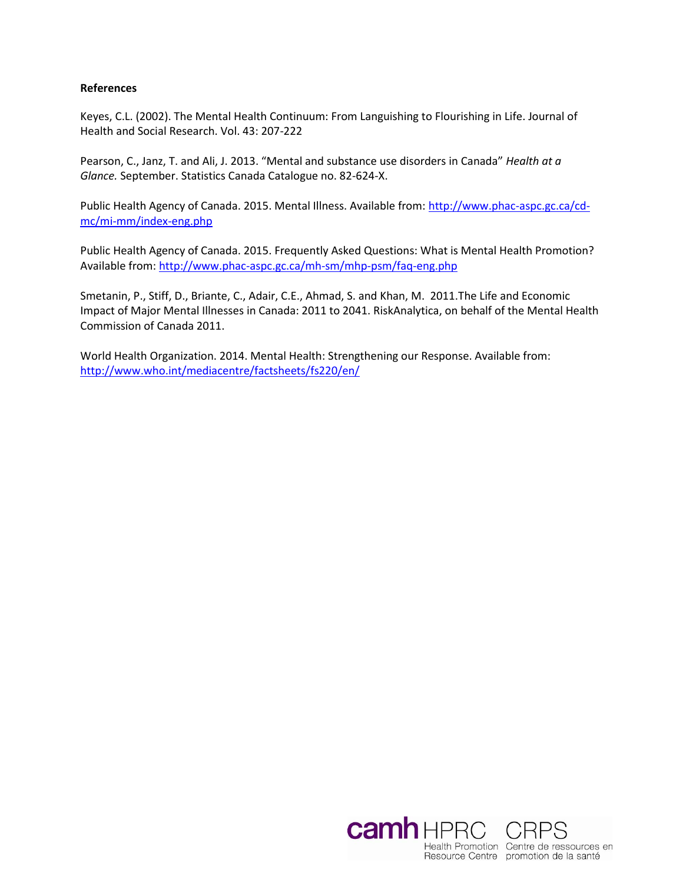**References**

Keyes, C.L. (2002). The Mental Health Continuum: From Languishing to Flourishing in Life. Journal of Health and Social Research. Vol. 43: 207-222

Pearson, C., Janz, T. and Ali, J. 2013. "Mental and substance use disorders in Canada" *Health at a Glance.* September. Statistics Canada Catalogue no. 82-624-X.

Public Health Agency of Canada. 2015. Mental Illness. Available from: http://www.phac-aspc.gc.ca/cd-mc/mi-mm/index-eng.php

Public Health Agency of Canada. 2015. Frequently Asked Questions: What is Mental Health Promotion? Available from: http://www.phac-aspc.gc.ca/mh-sm/mhp-psm/faq-eng.php

Smetanin, P., Stiff, D., Briante, C., Adair, C.E., Ahmad, S. and Khan, M. 2011.The Life and Economic Impact of Major Mental Illnesses in Canada: 2011 to 2041. RiskAnalytica, on behalf of the Mental Health Commission of Canada 2011.

World Health Organization. 2014. Mental Health: Strengthening our Response. Available from: http://www.who.int/mediacentre/factsheets/fs220/en/

camh HPRC CRPS
Health Promotion Resource Centre
Centre de ressources en promotion de la santé